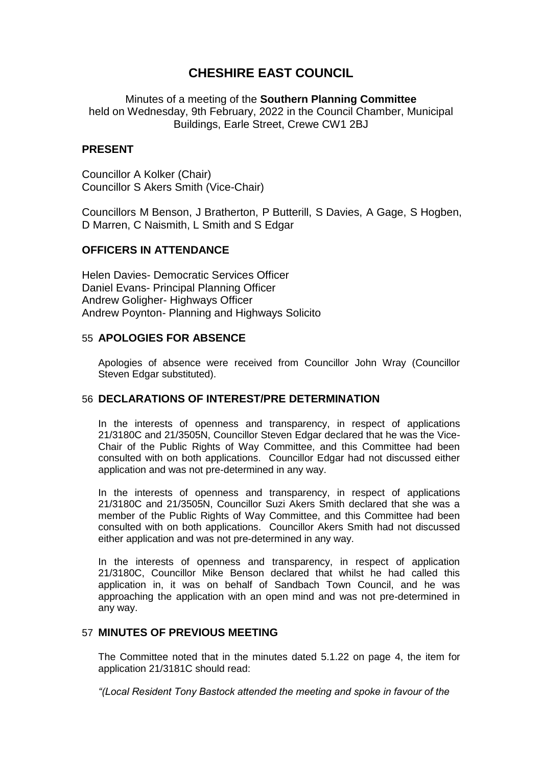# CHESHIRE EAST COUNCIL

Minutes of a meeting of the **Southern Planning Committee**
held on Wednesday, 9th February, 2022 in the Council Chamber, Municipal Buildings, Earle Street, Crewe CW1 2BJ

## PRESENT

Councillor A Kolker (Chair)
Councillor S Akers Smith (Vice-Chair)

Councillors M Benson, J Bratherton, P Butterill, S Davies, A Gage, S Hogben, D Marren, C Naismith, L Smith and S Edgar

## OFFICERS IN ATTENDANCE

Helen Davies- Democratic Services Officer
Daniel Evans- Principal Planning Officer
Andrew Goligher- Highways Officer
Andrew Poynton- Planning and Highways Solicito

## 55 APOLOGIES FOR ABSENCE

Apologies of absence were received from Councillor John Wray (Councillor Steven Edgar substituted).

## 56 DECLARATIONS OF INTEREST/PRE DETERMINATION

In the interests of openness and transparency, in respect of applications 21/3180C and 21/3505N, Councillor Steven Edgar declared that he was the Vice-Chair of the Public Rights of Way Committee, and this Committee had been consulted with on both applications. Councillor Edgar had not discussed either application and was not pre-determined in any way.

In the interests of openness and transparency, in respect of applications 21/3180C and 21/3505N, Councillor Suzi Akers Smith declared that she was a member of the Public Rights of Way Committee, and this Committee had been consulted with on both applications. Councillor Akers Smith had not discussed either application and was not pre-determined in any way.

In the interests of openness and transparency, in respect of application 21/3180C, Councillor Mike Benson declared that whilst he had called this application in, it was on behalf of Sandbach Town Council, and he was approaching the application with an open mind and was not pre-determined in any way.

## 57 MINUTES OF PREVIOUS MEETING

The Committee noted that in the minutes dated 5.1.22 on page 4, the item for application 21/3181C should read:

*"(Local Resident Tony Bastock attended the meeting and spoke in favour of the*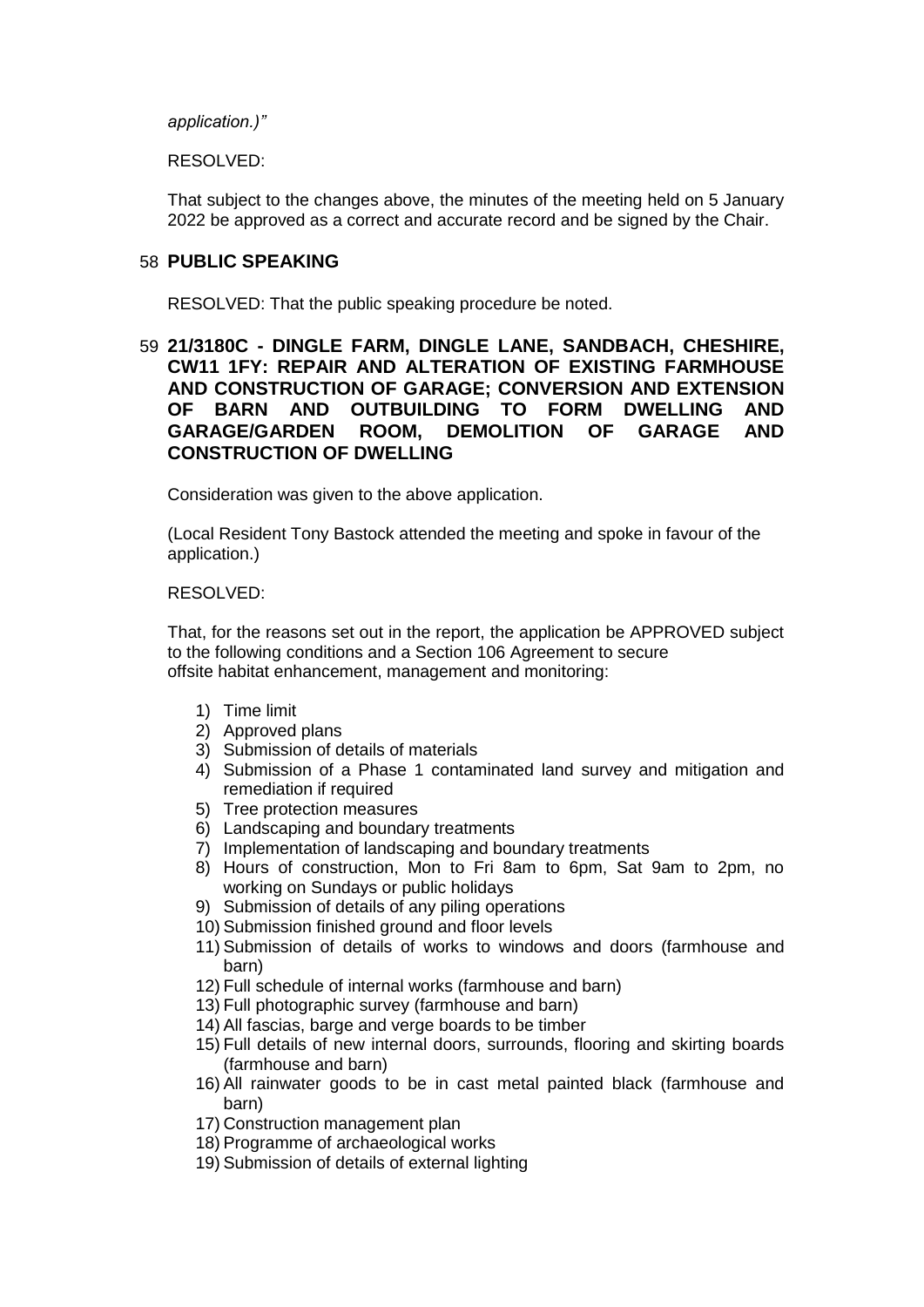*application.)"*

RESOLVED:

That subject to the changes above, the minutes of the meeting held on 5 January 2022 be approved as a correct and accurate record and be signed by the Chair.

## 58 PUBLIC SPEAKING

RESOLVED: That the public speaking procedure be noted.

## 59 21/3180C - DINGLE FARM, DINGLE LANE, SANDBACH, CHESHIRE, CW11 1FY: REPAIR AND ALTERATION OF EXISTING FARMHOUSE AND CONSTRUCTION OF GARAGE; CONVERSION AND EXTENSION OF BARN AND OUTBUILDING TO FORM DWELLING AND GARAGE/GARDEN ROOM, DEMOLITION OF GARAGE AND CONSTRUCTION OF DWELLING

Consideration was given to the above application.

(Local Resident Tony Bastock attended the meeting and spoke in favour of the application.)

RESOLVED:

That, for the reasons set out in the report, the application be APPROVED subject to the following conditions and a Section 106 Agreement to secure offsite habitat enhancement, management and monitoring:

1) Time limit
2) Approved plans
3) Submission of details of materials
4) Submission of a Phase 1 contaminated land survey and mitigation and remediation if required
5) Tree protection measures
6) Landscaping and boundary treatments
7) Implementation of landscaping and boundary treatments
8) Hours of construction, Mon to Fri 8am to 6pm, Sat 9am to 2pm, no working on Sundays or public holidays
9) Submission of details of any piling operations
10) Submission finished ground and floor levels
11) Submission of details of works to windows and doors (farmhouse and barn)
12) Full schedule of internal works (farmhouse and barn)
13) Full photographic survey (farmhouse and barn)
14) All fascias, barge and verge boards to be timber
15) Full details of new internal doors, surrounds, flooring and skirting boards (farmhouse and barn)
16) All rainwater goods to be in cast metal painted black (farmhouse and barn)
17) Construction management plan
18) Programme of archaeological works
19) Submission of details of external lighting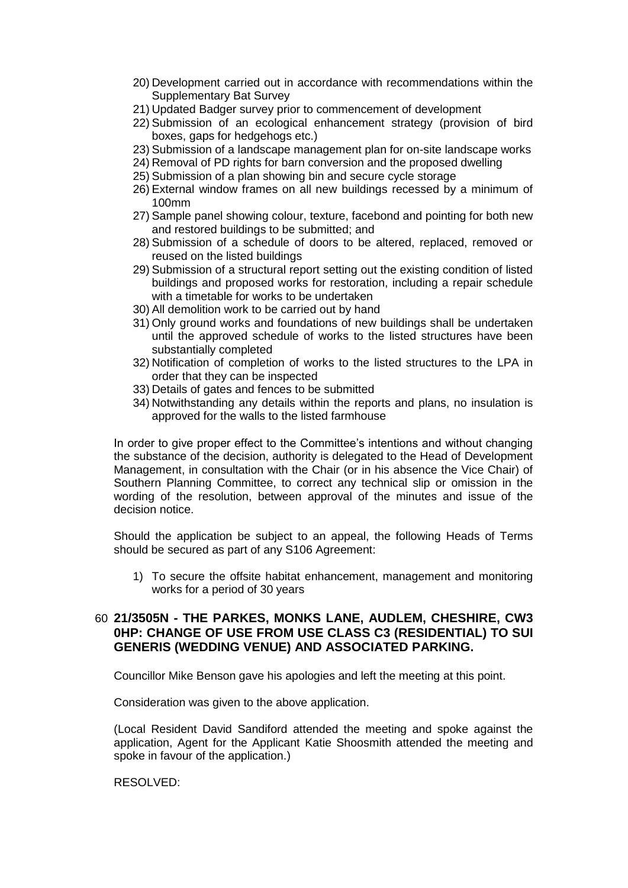20) Development carried out in accordance with recommendations within the Supplementary Bat Survey
21) Updated Badger survey prior to commencement of development
22) Submission of an ecological enhancement strategy (provision of bird boxes, gaps for hedgehogs etc.)
23) Submission of a landscape management plan for on-site landscape works
24) Removal of PD rights for barn conversion and the proposed dwelling
25) Submission of a plan showing bin and secure cycle storage
26) External window frames on all new buildings recessed by a minimum of 100mm
27) Sample panel showing colour, texture, facebond and pointing for both new and restored buildings to be submitted; and
28) Submission of a schedule of doors to be altered, replaced, removed or reused on the listed buildings
29) Submission of a structural report setting out the existing condition of listed buildings and proposed works for restoration, including a repair schedule with a timetable for works to be undertaken
30) All demolition work to be carried out by hand
31) Only ground works and foundations of new buildings shall be undertaken until the approved schedule of works to the listed structures have been substantially completed
32) Notification of completion of works to the listed structures to the LPA in order that they can be inspected
33) Details of gates and fences to be submitted
34) Notwithstanding any details within the reports and plans, no insulation is approved for the walls to the listed farmhouse

In order to give proper effect to the Committee's intentions and without changing the substance of the decision, authority is delegated to the Head of Development Management, in consultation with the Chair (or in his absence the Vice Chair) of Southern Planning Committee, to correct any technical slip or omission in the wording of the resolution, between approval of the minutes and issue of the decision notice.

Should the application be subject to an appeal, the following Heads of Terms should be secured as part of any S106 Agreement:

1) To secure the offsite habitat enhancement, management and monitoring works for a period of 30 years

## 60 21/3505N - THE PARKES, MONKS LANE, AUDLEM, CHESHIRE, CW3 0HP: CHANGE OF USE FROM USE CLASS C3 (RESIDENTIAL) TO SUI GENERIS (WEDDING VENUE) AND ASSOCIATED PARKING.

Councillor Mike Benson gave his apologies and left the meeting at this point.

Consideration was given to the above application.

(Local Resident David Sandiford attended the meeting and spoke against the application, Agent for the Applicant Katie Shoosmith attended the meeting and spoke in favour of the application.)

RESOLVED: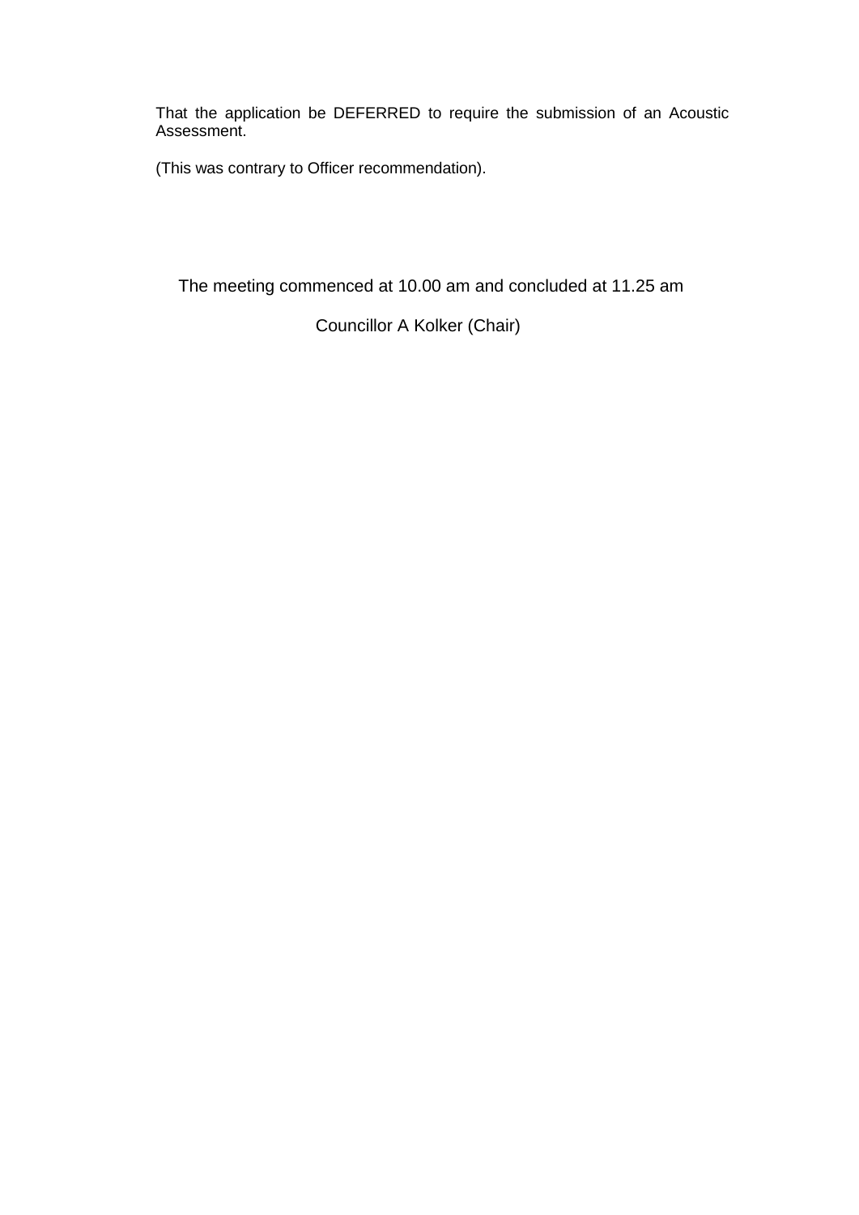That the application be DEFERRED to require the submission of an Acoustic Assessment.

(This was contrary to Officer recommendation).

The meeting commenced at 10.00 am and concluded at 11.25 am

Councillor A Kolker (Chair)